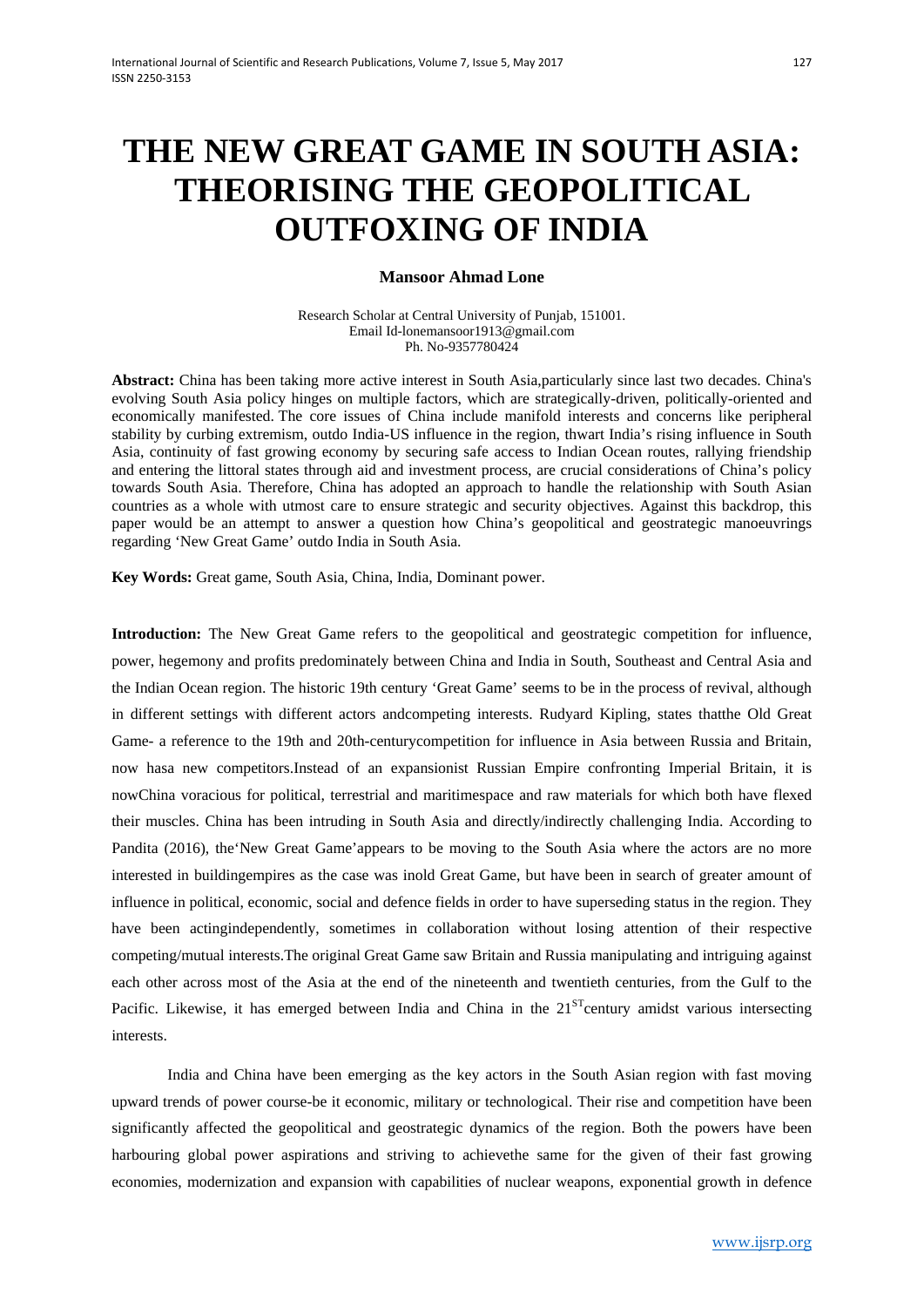# THE NEW GREAT GAME IN SOUTH ASIA: THEORISING THE GEOPOLITICAL OUTFOXING OF INDIA

**Mansoor Ahmad Lone**

Research Scholar at Central University of Punjab, 151001.
Email Id-lonemansoor1913@gmail.com
Ph. No-9357780424

**Abstract:** China has been taking more active interest in South Asia,particularly since last two decades. China's evolving South Asia policy hinges on multiple factors, which are strategically-driven, politically-oriented and economically manifested. The core issues of China include manifold interests and concerns like peripheral stability by curbing extremism, outdo India-US influence in the region, thwart India's rising influence in South Asia, continuity of fast growing economy by securing safe access to Indian Ocean routes, rallying friendship and entering the littoral states through aid and investment process, are crucial considerations of China's policy towards South Asia. Therefore, China has adopted an approach to handle the relationship with South Asian countries as a whole with utmost care to ensure strategic and security objectives. Against this backdrop, this paper would be an attempt to answer a question how China's geopolitical and geostrategic manoeuvrings regarding 'New Great Game' outdo India in South Asia.

**Key Words:** Great game, South Asia, China, India, Dominant power.

**Introduction:** The New Great Game refers to the geopolitical and geostrategic competition for influence, power, hegemony and profits predominately between China and India in South, Southeast and Central Asia and the Indian Ocean region. The historic 19th century 'Great Game' seems to be in the process of revival, although in different settings with different actors andcompeting interests. Rudyard Kipling, states thatthe Old Great Game- a reference to the 19th and 20th-centurycompetition for influence in Asia between Russia and Britain, now hasa new competitors.Instead of an expansionist Russian Empire confronting Imperial Britain, it is nowChina voracious for political, terrestrial and maritimespace and raw materials for which both have flexed their muscles. China has been intruding in South Asia and directly/indirectly challenging India. According to Pandita (2016), the'New Great Game'appears to be moving to the South Asia where the actors are no more interested in buildingempires as the case was inold Great Game, but have been in search of greater amount of influence in political, economic, social and defence fields in order to have superseding status in the region. They have been actingindependently, sometimes in collaboration without losing attention of their respective competing/mutual interests.The original Great Game saw Britain and Russia manipulating and intriguing against each other across most of the Asia at the end of the nineteenth and twentieth centuries, from the Gulf to the Pacific. Likewise, it has emerged between India and China in the 21ST century amidst various intersecting interests.

India and China have been emerging as the key actors in the South Asian region with fast moving upward trends of power course-be it economic, military or technological. Their rise and competition have been significantly affected the geopolitical and geostrategic dynamics of the region. Both the powers have been harbouring global power aspirations and striving to achievethe same for the given of their fast growing economies, modernization and expansion with capabilities of nuclear weapons, exponential growth in defence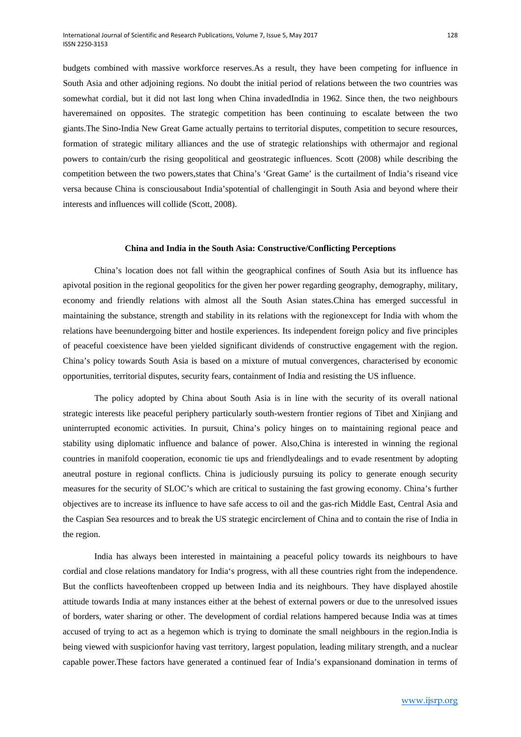budgets combined with massive workforce reserves.As a result, they have been competing for influence in South Asia and other adjoining regions. No doubt the initial period of relations between the two countries was somewhat cordial, but it did not last long when China invadedIndia in 1962. Since then, the two neighbours haveremained on opposites. The strategic competition has been continuing to escalate between the two giants.The Sino-India New Great Game actually pertains to territorial disputes, competition to secure resources, formation of strategic military alliances and the use of strategic relationships with othermajor and regional powers to contain/curb the rising geopolitical and geostrategic influences. Scott (2008) while describing the competition between the two powers,states that China's 'Great Game' is the curtailment of India's riseand vice versa because China is consciousabout India'spotential of challengingit in South Asia and beyond where their interests and influences will collide (Scott, 2008).

### China and India in the South Asia: Constructive/Conflicting Perceptions

China's location does not fall within the geographical confines of South Asia but its influence has apivotal position in the regional geopolitics for the given her power regarding geography, demography, military, economy and friendly relations with almost all the South Asian states.China has emerged successful in maintaining the substance, strength and stability in its relations with the regionexcept for India with whom the relations have beenundergoing bitter and hostile experiences. Its independent foreign policy and five principles of peaceful coexistence have been yielded significant dividends of constructive engagement with the region. China's policy towards South Asia is based on a mixture of mutual convergences, characterised by economic opportunities, territorial disputes, security fears, containment of India and resisting the US influence.

The policy adopted by China about South Asia is in line with the security of its overall national strategic interests like peaceful periphery particularly south-western frontier regions of Tibet and Xinjiang and uninterrupted economic activities. In pursuit, China's policy hinges on to maintaining regional peace and stability using diplomatic influence and balance of power. Also,China is interested in winning the regional countries in manifold cooperation, economic tie ups and friendlydealings and to evade resentment by adopting aneutral posture in regional conflicts. China is judiciously pursuing its policy to generate enough security measures for the security of SLOC's which are critical to sustaining the fast growing economy. China's further objectives are to increase its influence to have safe access to oil and the gas-rich Middle East, Central Asia and the Caspian Sea resources and to break the US strategic encirclement of China and to contain the rise of India in the region.

India has always been interested in maintaining a peaceful policy towards its neighbours to have cordial and close relations mandatory for India's progress, with all these countries right from the independence. But the conflicts haveoftenbeen cropped up between India and its neighbours. They have displayed ahostile attitude towards India at many instances either at the behest of external powers or due to the unresolved issues of borders, water sharing or other. The development of cordial relations hampered because India was at times accused of trying to act as a hegemon which is trying to dominate the small neighbours in the region.India is being viewed with suspicionfor having vast territory, largest population, leading military strength, and a nuclear capable power.These factors have generated a continued fear of India's expansionand domination in terms of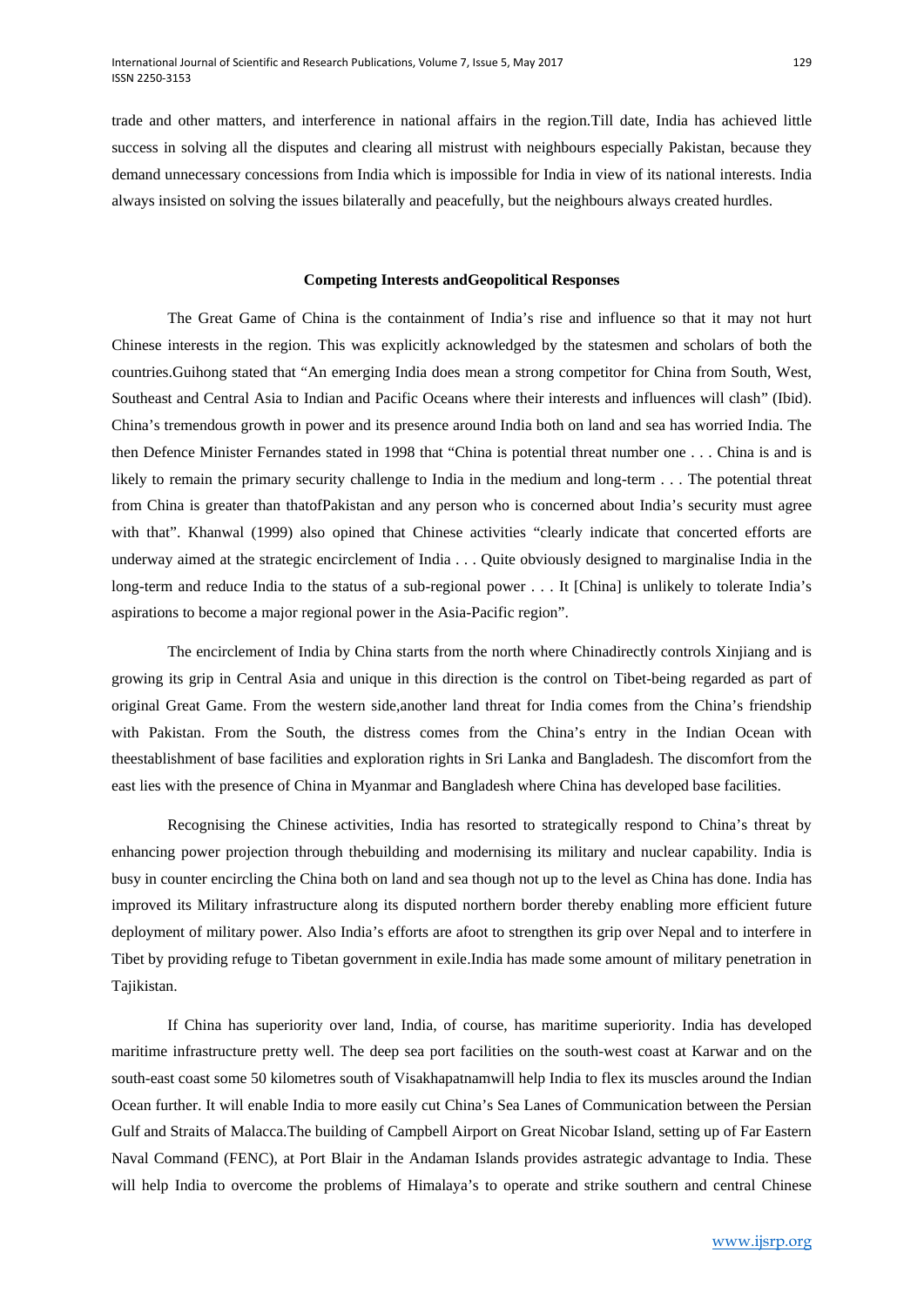trade and other matters, and interference in national affairs in the region.Till date, India has achieved little success in solving all the disputes and clearing all mistrust with neighbours especially Pakistan, because they demand unnecessary concessions from India which is impossible for India in view of its national interests. India always insisted on solving the issues bilaterally and peacefully, but the neighbours always created hurdles.

### Competing Interests andGeopolitical Responses

The Great Game of China is the containment of India's rise and influence so that it may not hurt Chinese interests in the region. This was explicitly acknowledged by the statesmen and scholars of both the countries.Guihong stated that "An emerging India does mean a strong competitor for China from South, West, Southeast and Central Asia to Indian and Pacific Oceans where their interests and influences will clash" (Ibid). China's tremendous growth in power and its presence around India both on land and sea has worried India. The then Defence Minister Fernandes stated in 1998 that "China is potential threat number one . . . China is and is likely to remain the primary security challenge to India in the medium and long-term . . . The potential threat from China is greater than thatofPakistan and any person who is concerned about India's security must agree with that". Khanwal (1999) also opined that Chinese activities "clearly indicate that concerted efforts are underway aimed at the strategic encirclement of India . . . Quite obviously designed to marginalise India in the long-term and reduce India to the status of a sub-regional power . . . It [China] is unlikely to tolerate India's aspirations to become a major regional power in the Asia-Pacific region".

The encirclement of India by China starts from the north where Chinadirectly controls Xinjiang and is growing its grip in Central Asia and unique in this direction is the control on Tibet-being regarded as part of original Great Game. From the western side,another land threat for India comes from the China's friendship with Pakistan. From the South, the distress comes from the China's entry in the Indian Ocean with theestablishment of base facilities and exploration rights in Sri Lanka and Bangladesh. The discomfort from the east lies with the presence of China in Myanmar and Bangladesh where China has developed base facilities.

Recognising the Chinese activities, India has resorted to strategically respond to China's threat by enhancing power projection through thebuilding and modernising its military and nuclear capability. India is busy in counter encircling the China both on land and sea though not up to the level as China has done. India has improved its Military infrastructure along its disputed northern border thereby enabling more efficient future deployment of military power. Also India's efforts are afoot to strengthen its grip over Nepal and to interfere in Tibet by providing refuge to Tibetan government in exile.India has made some amount of military penetration in Tajikistan.

If China has superiority over land, India, of course, has maritime superiority. India has developed maritime infrastructure pretty well. The deep sea port facilities on the south-west coast at Karwar and on the south-east coast some 50 kilometres south of Visakhapatnamwill help India to flex its muscles around the Indian Ocean further. It will enable India to more easily cut China's Sea Lanes of Communication between the Persian Gulf and Straits of Malacca.The building of Campbell Airport on Great Nicobar Island, setting up of Far Eastern Naval Command (FENC), at Port Blair in the Andaman Islands provides astrategic advantage to India. These will help India to overcome the problems of Himalaya's to operate and strike southern and central Chinese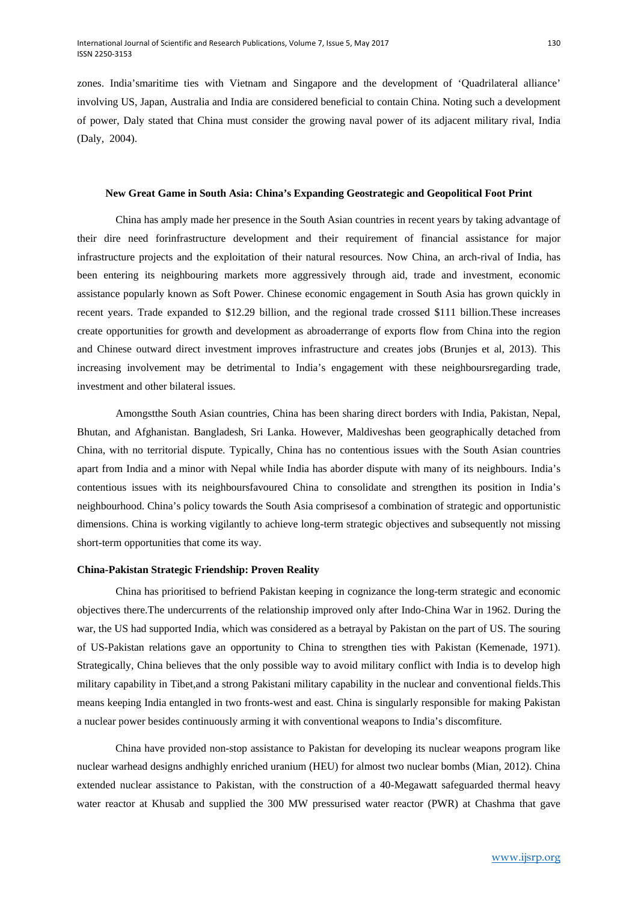zones. India'smaritime ties with Vietnam and Singapore and the development of 'Quadrilateral alliance' involving US, Japan, Australia and India are considered beneficial to contain China. Noting such a development of power, Daly stated that China must consider the growing naval power of its adjacent military rival, India (Daly, 2004).

### New Great Game in South Asia: China's Expanding Geostrategic and Geopolitical Foot Print

China has amply made her presence in the South Asian countries in recent years by taking advantage of their dire need forinfrastructure development and their requirement of financial assistance for major infrastructure projects and the exploitation of their natural resources. Now China, an arch-rival of India, has been entering its neighbouring markets more aggressively through aid, trade and investment, economic assistance popularly known as Soft Power. Chinese economic engagement in South Asia has grown quickly in recent years. Trade expanded to $12.29 billion, and the regional trade crossed $111 billion.These increases create opportunities for growth and development as abroaderrange of exports flow from China into the region and Chinese outward direct investment improves infrastructure and creates jobs (Brunjes et al, 2013). This increasing involvement may be detrimental to India's engagement with these neighboursregarding trade, investment and other bilateral issues.

Amongstthe South Asian countries, China has been sharing direct borders with India, Pakistan, Nepal, Bhutan, and Afghanistan. Bangladesh, Sri Lanka. However, Maldiveshas been geographically detached from China, with no territorial dispute. Typically, China has no contentious issues with the South Asian countries apart from India and a minor with Nepal while India has aborder dispute with many of its neighbours. India's contentious issues with its neighboursfavoured China to consolidate and strengthen its position in India's neighbourhood. China's policy towards the South Asia comprisesof a combination of strategic and opportunistic dimensions. China is working vigilantly to achieve long-term strategic objectives and subsequently not missing short-term opportunities that come its way.

### China-Pakistan Strategic Friendship: Proven Reality

China has prioritised to befriend Pakistan keeping in cognizance the long-term strategic and economic objectives there.The undercurrents of the relationship improved only after Indo-China War in 1962. During the war, the US had supported India, which was considered as a betrayal by Pakistan on the part of US. The souring of US-Pakistan relations gave an opportunity to China to strengthen ties with Pakistan (Kemenade, 1971). Strategically, China believes that the only possible way to avoid military conflict with India is to develop high military capability in Tibet,and a strong Pakistani military capability in the nuclear and conventional fields.This means keeping India entangled in two fronts-west and east. China is singularly responsible for making Pakistan a nuclear power besides continuously arming it with conventional weapons to India's discomfiture.

China have provided non-stop assistance to Pakistan for developing its nuclear weapons program like nuclear warhead designs andhighly enriched uranium (HEU) for almost two nuclear bombs (Mian, 2012). China extended nuclear assistance to Pakistan, with the construction of a 40-Megawatt safeguarded thermal heavy water reactor at Khusab and supplied the 300 MW pressurised water reactor (PWR) at Chashma that gave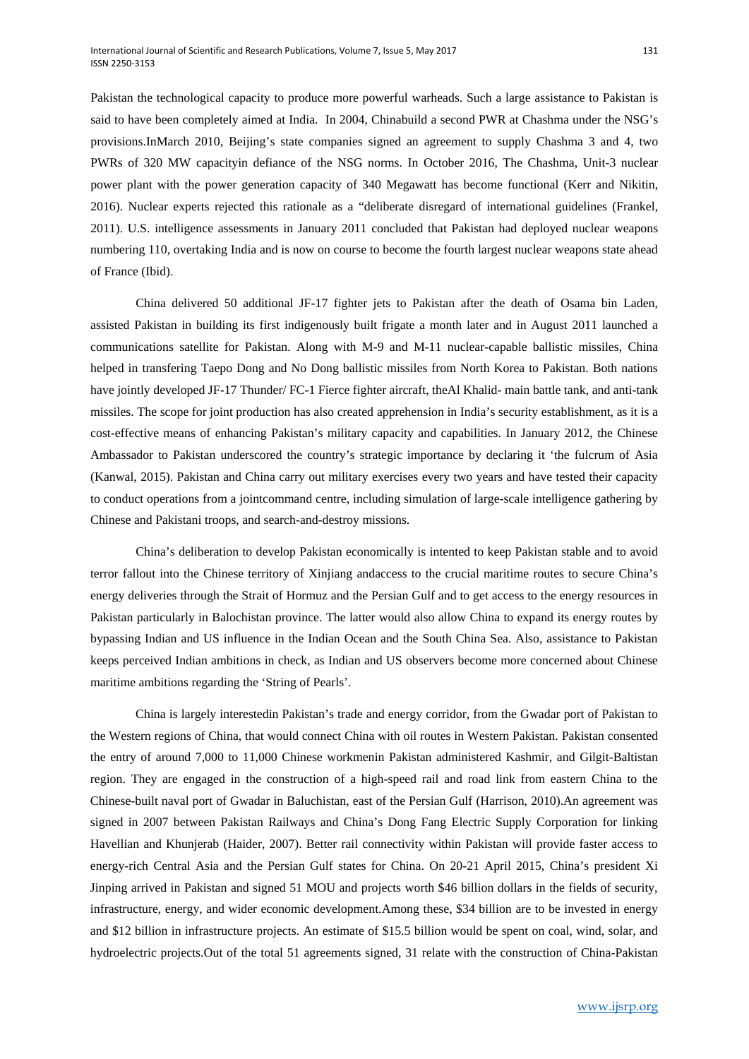Pakistan the technological capacity to produce more powerful warheads. Such a large assistance to Pakistan is said to have been completely aimed at India. In 2004, Chinabuild a second PWR at Chashma under the NSG's provisions.InMarch 2010, Beijing's state companies signed an agreement to supply Chashma 3 and 4, two PWRs of 320 MW capacityin defiance of the NSG norms. In October 2016, The Chashma, Unit-3 nuclear power plant with the power generation capacity of 340 Megawatt has become functional (Kerr and Nikitin, 2016). Nuclear experts rejected this rationale as a "deliberate disregard of international guidelines (Frankel, 2011). U.S. intelligence assessments in January 2011 concluded that Pakistan had deployed nuclear weapons numbering 110, overtaking India and is now on course to become the fourth largest nuclear weapons state ahead of France (Ibid).

China delivered 50 additional JF-17 fighter jets to Pakistan after the death of Osama bin Laden, assisted Pakistan in building its first indigenously built frigate a month later and in August 2011 launched a communications satellite for Pakistan. Along with M-9 and M-11 nuclear-capable ballistic missiles, China helped in transfering Taepo Dong and No Dong ballistic missiles from North Korea to Pakistan. Both nations have jointly developed JF-17 Thunder/ FC-1 Fierce fighter aircraft, theAl Khalid- main battle tank, and anti-tank missiles. The scope for joint production has also created apprehension in India's security establishment, as it is a cost-effective means of enhancing Pakistan's military capacity and capabilities. In January 2012, the Chinese Ambassador to Pakistan underscored the country's strategic importance by declaring it 'the fulcrum of Asia (Kanwal, 2015). Pakistan and China carry out military exercises every two years and have tested their capacity to conduct operations from a jointcommand centre, including simulation of large-scale intelligence gathering by Chinese and Pakistani troops, and search-and-destroy missions.

China's deliberation to develop Pakistan economically is intented to keep Pakistan stable and to avoid terror fallout into the Chinese territory of Xinjiang andaccess to the crucial maritime routes to secure China's energy deliveries through the Strait of Hormuz and the Persian Gulf and to get access to the energy resources in Pakistan particularly in Balochistan province. The latter would also allow China to expand its energy routes by bypassing Indian and US influence in the Indian Ocean and the South China Sea. Also, assistance to Pakistan keeps perceived Indian ambitions in check, as Indian and US observers become more concerned about Chinese maritime ambitions regarding the 'String of Pearls'.

China is largely interestedin Pakistan's trade and energy corridor, from the Gwadar port of Pakistan to the Western regions of China, that would connect China with oil routes in Western Pakistan. Pakistan consented the entry of around 7,000 to 11,000 Chinese workmenin Pakistan administered Kashmir, and Gilgit-Baltistan region. They are engaged in the construction of a high-speed rail and road link from eastern China to the Chinese-built naval port of Gwadar in Baluchistan, east of the Persian Gulf (Harrison, 2010).An agreement was signed in 2007 between Pakistan Railways and China's Dong Fang Electric Supply Corporation for linking Havellian and Khunjerab (Haider, 2007). Better rail connectivity within Pakistan will provide faster access to energy-rich Central Asia and the Persian Gulf states for China. On 20-21 April 2015, China's president Xi Jinping arrived in Pakistan and signed 51 MOU and projects worth $46 billion dollars in the fields of security, infrastructure, energy, and wider economic development.Among these, $34 billion are to be invested in energy and $12 billion in infrastructure projects. An estimate of $15.5 billion would be spent on coal, wind, solar, and hydroelectric projects.Out of the total 51 agreements signed, 31 relate with the construction of China-Pakistan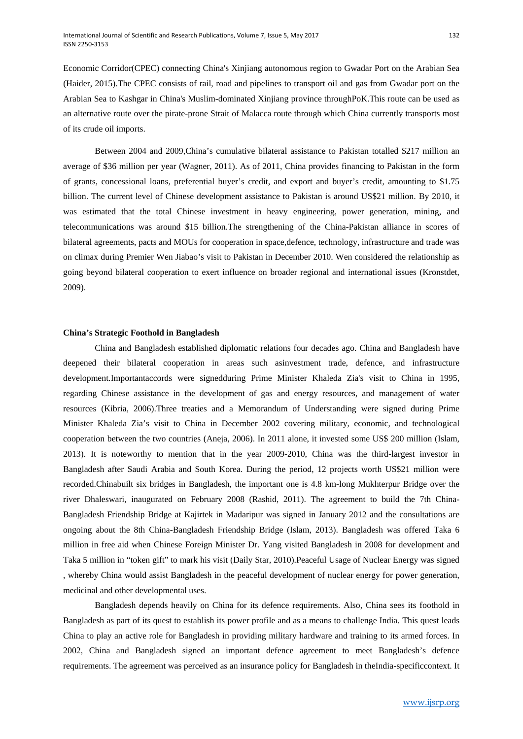Economic Corridor(CPEC) connecting China's Xinjiang autonomous region to Gwadar Port on the Arabian Sea (Haider, 2015).The CPEC consists of rail, road and pipelines to transport oil and gas from Gwadar port on the Arabian Sea to Kashgar in China's Muslim-dominated Xinjiang province throughPoK.This route can be used as an alternative route over the pirate-prone Strait of Malacca route through which China currently transports most of its crude oil imports.

Between 2004 and 2009,China's cumulative bilateral assistance to Pakistan totalled $217 million an average of $36 million per year (Wagner, 2011). As of 2011, China provides financing to Pakistan in the form of grants, concessional loans, preferential buyer's credit, and export and buyer's credit, amounting to $1.75 billion. The current level of Chinese development assistance to Pakistan is around US$21 million. By 2010, it was estimated that the total Chinese investment in heavy engineering, power generation, mining, and telecommunications was around $15 billion.The strengthening of the China-Pakistan alliance in scores of bilateral agreements, pacts and MOUs for cooperation in space,defence, technology, infrastructure and trade was on climax during Premier Wen Jiabao's visit to Pakistan in December 2010. Wen considered the relationship as going beyond bilateral cooperation to exert influence on broader regional and international issues (Kronstdet, 2009).

**China's Strategic Foothold in Bangladesh**

China and Bangladesh established diplomatic relations four decades ago. China and Bangladesh have deepened their bilateral cooperation in areas such asinvestment trade, defence, and infrastructure development.Importantaccords were signedduring Prime Minister Khaleda Zia's visit to China in 1995, regarding Chinese assistance in the development of gas and energy resources, and management of water resources (Kibria, 2006).Three treaties and a Memorandum of Understanding were signed during Prime Minister Khaleda Zia's visit to China in December 2002 covering military, economic, and technological cooperation between the two countries (Aneja, 2006). In 2011 alone, it invested some US$ 200 million (Islam, 2013). It is noteworthy to mention that in the year 2009-2010, China was the third-largest investor in Bangladesh after Saudi Arabia and South Korea. During the period, 12 projects worth US$21 million were recorded.Chinabuilt six bridges in Bangladesh, the important one is 4.8 km-long Mukhterpur Bridge over the river Dhaleswari, inaugurated on February 2008 (Rashid, 2011). The agreement to build the 7th China-Bangladesh Friendship Bridge at Kajirtek in Madaripur was signed in January 2012 and the consultations are ongoing about the 8th China-Bangladesh Friendship Bridge (Islam, 2013). Bangladesh was offered Taka 6 million in free aid when Chinese Foreign Minister Dr. Yang visited Bangladesh in 2008 for development and Taka 5 million in "token gift" to mark his visit (Daily Star, 2010).Peaceful Usage of Nuclear Energy was signed , whereby China would assist Bangladesh in the peaceful development of nuclear energy for power generation, medicinal and other developmental uses.

Bangladesh depends heavily on China for its defence requirements. Also, China sees its foothold in Bangladesh as part of its quest to establish its power profile and as a means to challenge India. This quest leads China to play an active role for Bangladesh in providing military hardware and training to its armed forces. In 2002, China and Bangladesh signed an important defence agreement to meet Bangladesh's defence requirements. The agreement was perceived as an insurance policy for Bangladesh in theIndia-specificcontext. It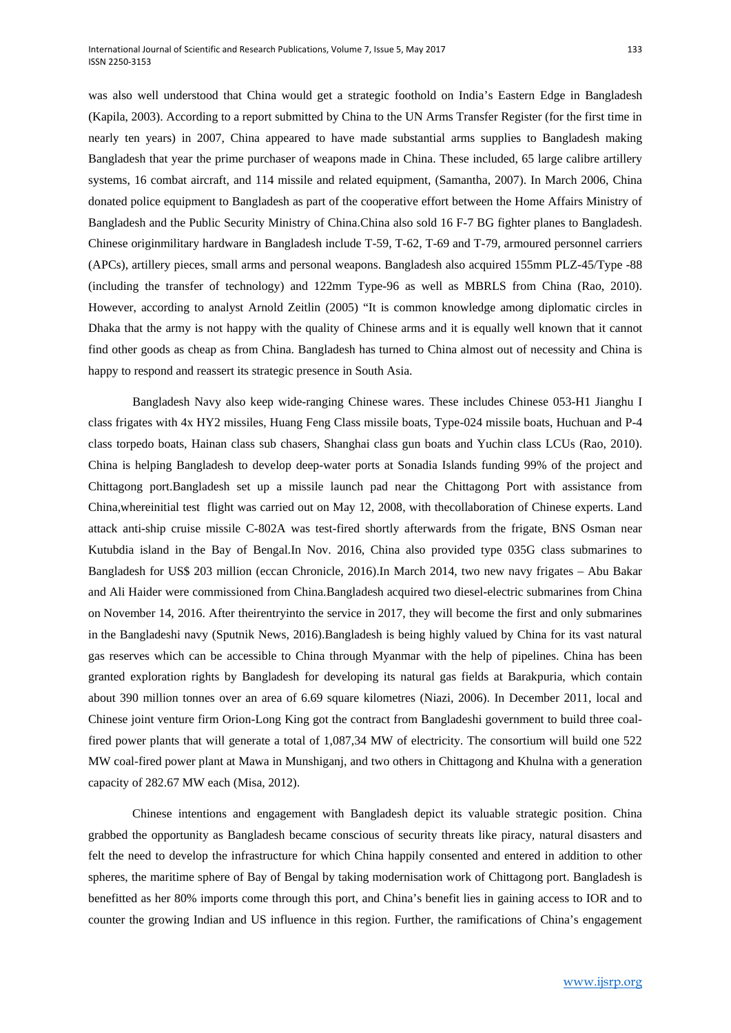was also well understood that China would get a strategic foothold on India's Eastern Edge in Bangladesh (Kapila, 2003). According to a report submitted by China to the UN Arms Transfer Register (for the first time in nearly ten years) in 2007, China appeared to have made substantial arms supplies to Bangladesh making Bangladesh that year the prime purchaser of weapons made in China. These included, 65 large calibre artillery systems, 16 combat aircraft, and 114 missile and related equipment, (Samantha, 2007). In March 2006, China donated police equipment to Bangladesh as part of the cooperative effort between the Home Affairs Ministry of Bangladesh and the Public Security Ministry of China.China also sold 16 F-7 BG fighter planes to Bangladesh. Chinese originmilitary hardware in Bangladesh include T-59, T-62, T-69 and T-79, armoured personnel carriers (APCs), artillery pieces, small arms and personal weapons. Bangladesh also acquired 155mm PLZ-45/Type -88 (including the transfer of technology) and 122mm Type-96 as well as MBRLS from China (Rao, 2010). However, according to analyst Arnold Zeitlin (2005) "It is common knowledge among diplomatic circles in Dhaka that the army is not happy with the quality of Chinese arms and it is equally well known that it cannot find other goods as cheap as from China. Bangladesh has turned to China almost out of necessity and China is happy to respond and reassert its strategic presence in South Asia.

Bangladesh Navy also keep wide-ranging Chinese wares. These includes Chinese 053-H1 Jianghu I class frigates with 4x HY2 missiles, Huang Feng Class missile boats, Type-024 missile boats, Huchuan and P-4 class torpedo boats, Hainan class sub chasers, Shanghai class gun boats and Yuchin class LCUs (Rao, 2010). China is helping Bangladesh to develop deep-water ports at Sonadia Islands funding 99% of the project and Chittagong port.Bangladesh set up a missile launch pad near the Chittagong Port with assistance from China,whereinitial test flight was carried out on May 12, 2008, with thecollaboration of Chinese experts. Land attack anti-ship cruise missile C-802A was test-fired shortly afterwards from the frigate, BNS Osman near Kutubdia island in the Bay of Bengal.In Nov. 2016, China also provided type 035G class submarines to Bangladesh for US$ 203 million (eccan Chronicle, 2016).In March 2014, two new navy frigates – Abu Bakar and Ali Haider were commissioned from China.Bangladesh acquired two diesel-electric submarines from China on November 14, 2016. After theirentryinto the service in 2017, they will become the first and only submarines in the Bangladeshi navy (Sputnik News, 2016).Bangladesh is being highly valued by China for its vast natural gas reserves which can be accessible to China through Myanmar with the help of pipelines. China has been granted exploration rights by Bangladesh for developing its natural gas fields at Barakpuria, which contain about 390 million tonnes over an area of 6.69 square kilometres (Niazi, 2006). In December 2011, local and Chinese joint venture firm Orion-Long King got the contract from Bangladeshi government to build three coal-fired power plants that will generate a total of 1,087,34 MW of electricity. The consortium will build one 522 MW coal-fired power plant at Mawa in Munshiganj, and two others in Chittagong and Khulna with a generation capacity of 282.67 MW each (Misa, 2012).

Chinese intentions and engagement with Bangladesh depict its valuable strategic position. China grabbed the opportunity as Bangladesh became conscious of security threats like piracy, natural disasters and felt the need to develop the infrastructure for which China happily consented and entered in addition to other spheres, the maritime sphere of Bay of Bengal by taking modernisation work of Chittagong port. Bangladesh is benefitted as her 80% imports come through this port, and China's benefit lies in gaining access to IOR and to counter the growing Indian and US influence in this region. Further, the ramifications of China's engagement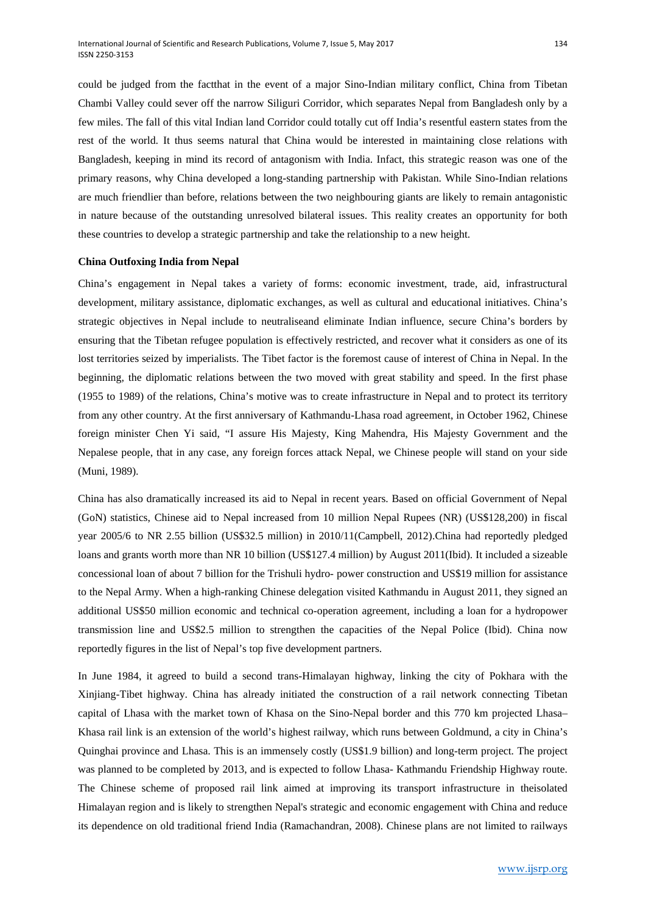could be judged from the factthat in the event of a major Sino-Indian military conflict, China from Tibetan Chambi Valley could sever off the narrow Siliguri Corridor, which separates Nepal from Bangladesh only by a few miles. The fall of this vital Indian land Corridor could totally cut off India's resentful eastern states from the rest of the world. It thus seems natural that China would be interested in maintaining close relations with Bangladesh, keeping in mind its record of antagonism with India. Infact, this strategic reason was one of the primary reasons, why China developed a long-standing partnership with Pakistan. While Sino-Indian relations are much friendlier than before, relations between the two neighbouring giants are likely to remain antagonistic in nature because of the outstanding unresolved bilateral issues. This reality creates an opportunity for both these countries to develop a strategic partnership and take the relationship to a new height.

**China Outfoxing India from Nepal**

China's engagement in Nepal takes a variety of forms: economic investment, trade, aid, infrastructural development, military assistance, diplomatic exchanges, as well as cultural and educational initiatives. China's strategic objectives in Nepal include to neutraliseand eliminate Indian influence, secure China's borders by ensuring that the Tibetan refugee population is effectively restricted, and recover what it considers as one of its lost territories seized by imperialists. The Tibet factor is the foremost cause of interest of China in Nepal. In the beginning, the diplomatic relations between the two moved with great stability and speed. In the first phase (1955 to 1989) of the relations, China's motive was to create infrastructure in Nepal and to protect its territory from any other country. At the first anniversary of Kathmandu-Lhasa road agreement, in October 1962, Chinese foreign minister Chen Yi said, "I assure His Majesty, King Mahendra, His Majesty Government and the Nepalese people, that in any case, any foreign forces attack Nepal, we Chinese people will stand on your side (Muni, 1989).

China has also dramatically increased its aid to Nepal in recent years. Based on official Government of Nepal (GoN) statistics, Chinese aid to Nepal increased from 10 million Nepal Rupees (NR) (US$128,200) in fiscal year 2005/6 to NR 2.55 billion (US$32.5 million) in 2010/11(Campbell, 2012).China had reportedly pledged loans and grants worth more than NR 10 billion (US$127.4 million) by August 2011(Ibid). It included a sizeable concessional loan of about 7 billion for the Trishuli hydro- power construction and US$19 million for assistance to the Nepal Army. When a high-ranking Chinese delegation visited Kathmandu in August 2011, they signed an additional US$50 million economic and technical co-operation agreement, including a loan for a hydropower transmission line and US$2.5 million to strengthen the capacities of the Nepal Police (Ibid). China now reportedly figures in the list of Nepal's top five development partners.

In June 1984, it agreed to build a second trans-Himalayan highway, linking the city of Pokhara with the Xinjiang-Tibet highway. China has already initiated the construction of a rail network connecting Tibetan capital of Lhasa with the market town of Khasa on the Sino-Nepal border and this 770 km projected Lhasa–Khasa rail link is an extension of the world's highest railway, which runs between Goldmund, a city in China's Quinghai province and Lhasa. This is an immensely costly (US$1.9 billion) and long-term project. The project was planned to be completed by 2013, and is expected to follow Lhasa- Kathmandu Friendship Highway route. The Chinese scheme of proposed rail link aimed at improving its transport infrastructure in theisolated Himalayan region and is likely to strengthen Nepal's strategic and economic engagement with China and reduce its dependence on old traditional friend India (Ramachandran, 2008). Chinese plans are not limited to railways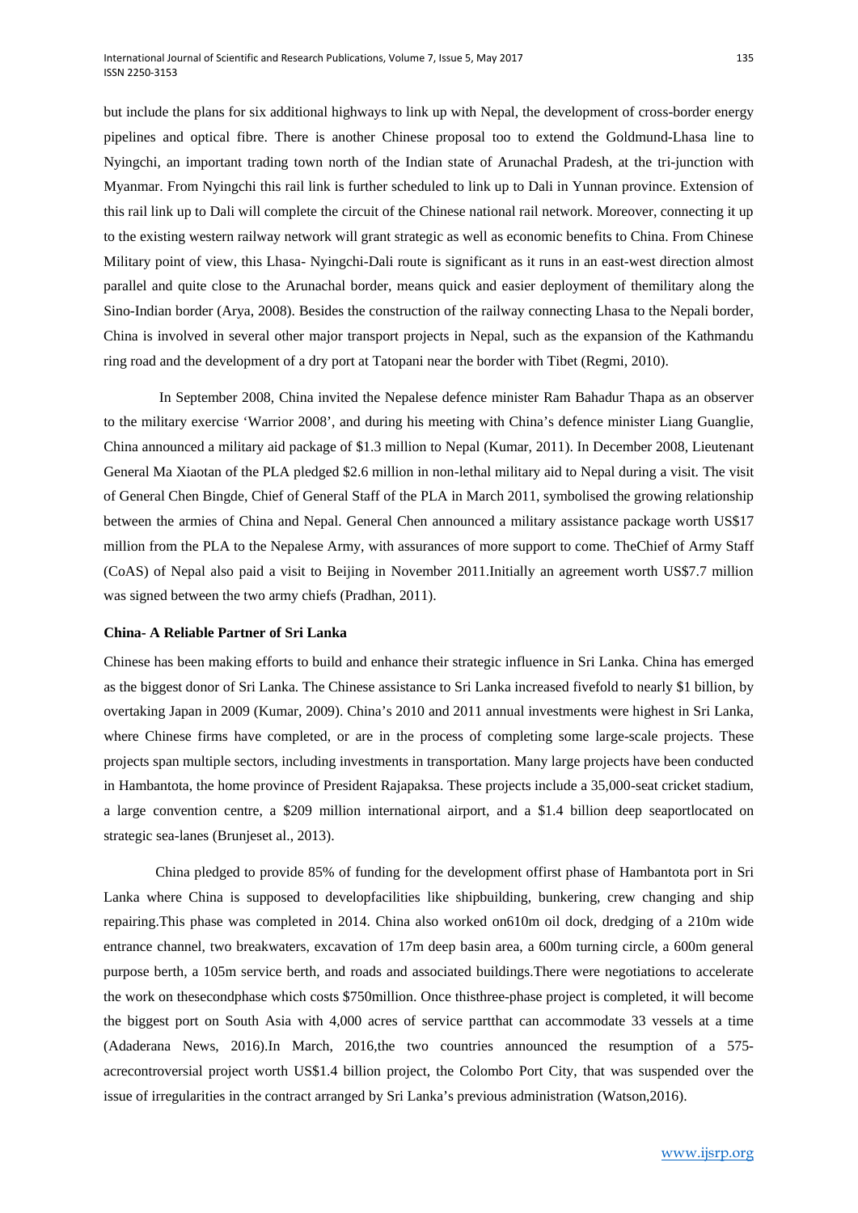but include the plans for six additional highways to link up with Nepal, the development of cross-border energy pipelines and optical fibre. There is another Chinese proposal too to extend the Goldmund-Lhasa line to Nyingchi, an important trading town north of the Indian state of Arunachal Pradesh, at the tri-junction with Myanmar. From Nyingchi this rail link is further scheduled to link up to Dali in Yunnan province. Extension of this rail link up to Dali will complete the circuit of the Chinese national rail network. Moreover, connecting it up to the existing western railway network will grant strategic as well as economic benefits to China. From Chinese Military point of view, this Lhasa- Nyingchi-Dali route is significant as it runs in an east-west direction almost parallel and quite close to the Arunachal border, means quick and easier deployment of themilitary along the Sino-Indian border (Arya, 2008). Besides the construction of the railway connecting Lhasa to the Nepali border, China is involved in several other major transport projects in Nepal, such as the expansion of the Kathmandu ring road and the development of a dry port at Tatopani near the border with Tibet (Regmi, 2010).

In September 2008, China invited the Nepalese defence minister Ram Bahadur Thapa as an observer to the military exercise 'Warrior 2008', and during his meeting with China's defence minister Liang Guanglie, China announced a military aid package of \$1.3 million to Nepal (Kumar, 2011). In December 2008, Lieutenant General Ma Xiaotan of the PLA pledged \$2.6 million in non-lethal military aid to Nepal during a visit. The visit of General Chen Bingde, Chief of General Staff of the PLA in March 2011, symbolised the growing relationship between the armies of China and Nepal. General Chen announced a military assistance package worth US\$17 million from the PLA to the Nepalese Army, with assurances of more support to come. TheChief of Army Staff (CoAS) of Nepal also paid a visit to Beijing in November 2011.Initially an agreement worth US\$7.7 million was signed between the two army chiefs (Pradhan, 2011).

**China- A Reliable Partner of Sri Lanka**

Chinese has been making efforts to build and enhance their strategic influence in Sri Lanka. China has emerged as the biggest donor of Sri Lanka. The Chinese assistance to Sri Lanka increased fivefold to nearly \$1 billion, by overtaking Japan in 2009 (Kumar, 2009). China's 2010 and 2011 annual investments were highest in Sri Lanka, where Chinese firms have completed, or are in the process of completing some large-scale projects. These projects span multiple sectors, including investments in transportation. Many large projects have been conducted in Hambantota, the home province of President Rajapaksa. These projects include a 35,000-seat cricket stadium, a large convention centre, a \$209 million international airport, and a \$1.4 billion deep seaportlocated on strategic sea-lanes (Brunjeset al., 2013).

China pledged to provide 85% of funding for the development offirst phase of Hambantota port in Sri Lanka where China is supposed to developfacilities like shipbuilding, bunkering, crew changing and ship repairing.This phase was completed in 2014. China also worked on610m oil dock, dredging of a 210m wide entrance channel, two breakwaters, excavation of 17m deep basin area, a 600m turning circle, a 600m general purpose berth, a 105m service berth, and roads and associated buildings.There were negotiations to accelerate the work on thesecondphase which costs \$750million. Once thisthree-phase project is completed, it will become the biggest port on South Asia with 4,000 acres of service partthat can accommodate 33 vessels at a time (Adaderana News, 2016).In March, 2016,the two countries announced the resumption of a 575-acrecontroversial project worth US\$1.4 billion project, the Colombo Port City, that was suspended over the issue of irregularities in the contract arranged by Sri Lanka's previous administration (Watson,2016).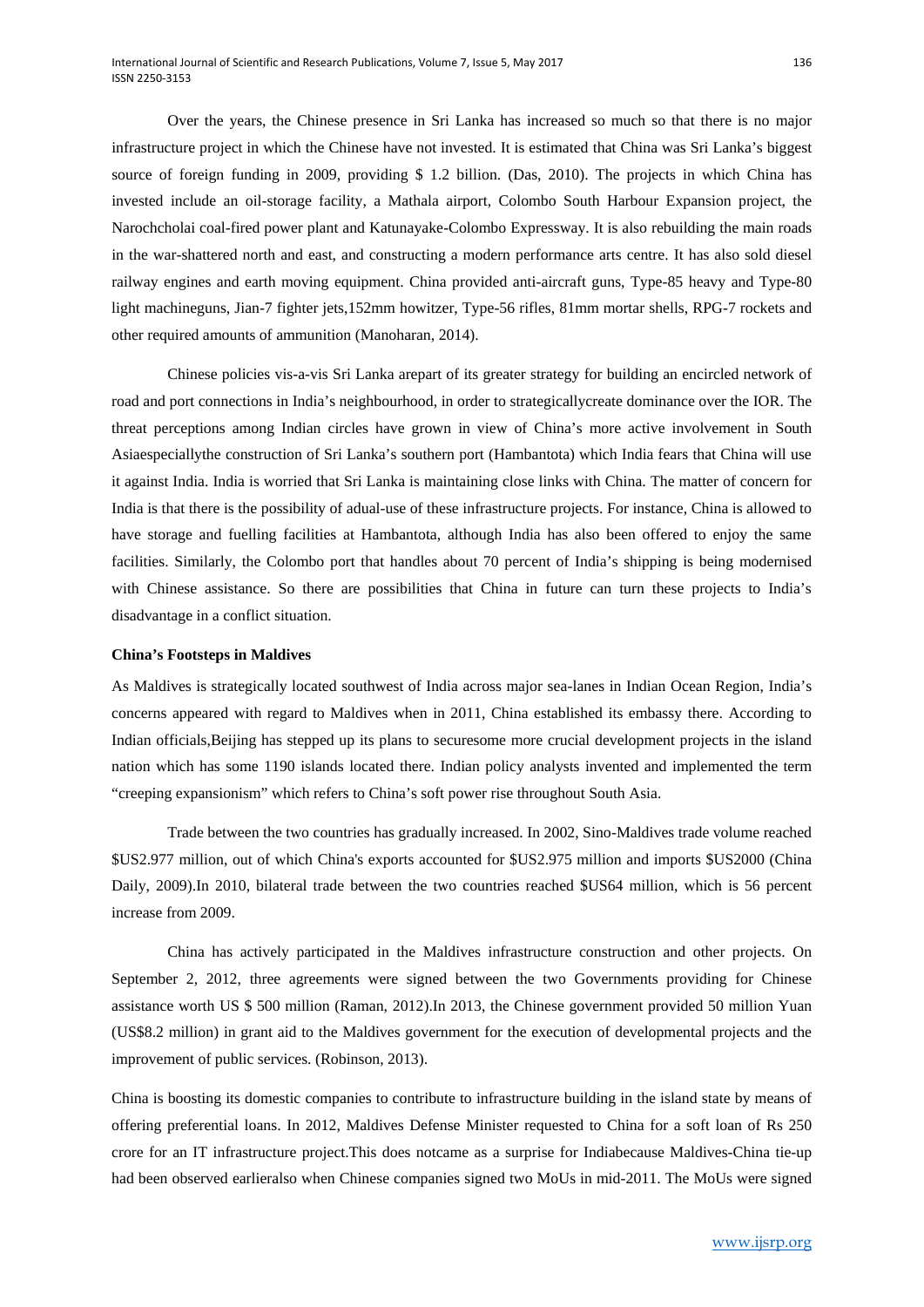Over the years, the Chinese presence in Sri Lanka has increased so much so that there is no major infrastructure project in which the Chinese have not invested. It is estimated that China was Sri Lanka's biggest source of foreign funding in 2009, providing $ 1.2 billion. (Das, 2010). The projects in which China has invested include an oil-storage facility, a Mathala airport, Colombo South Harbour Expansion project, the Narochcholai coal-fired power plant and Katunayake-Colombo Expressway. It is also rebuilding the main roads in the war-shattered north and east, and constructing a modern performance arts centre. It has also sold diesel railway engines and earth moving equipment. China provided anti-aircraft guns, Type-85 heavy and Type-80 light machineguns, Jian-7 fighter jets,152mm howitzer, Type-56 rifles, 81mm mortar shells, RPG-7 rockets and other required amounts of ammunition (Manoharan, 2014).

Chinese policies vis-a-vis Sri Lanka arepart of its greater strategy for building an encircled network of road and port connections in India's neighbourhood, in order to strategicallycreate dominance over the IOR. The threat perceptions among Indian circles have grown in view of China's more active involvement in South Asiaespeciallythe construction of Sri Lanka's southern port (Hambantota) which India fears that China will use it against India. India is worried that Sri Lanka is maintaining close links with China. The matter of concern for India is that there is the possibility of adual-use of these infrastructure projects. For instance, China is allowed to have storage and fuelling facilities at Hambantota, although India has also been offered to enjoy the same facilities. Similarly, the Colombo port that handles about 70 percent of India's shipping is being modernised with Chinese assistance. So there are possibilities that China in future can turn these projects to India's disadvantage in a conflict situation.

**China's Footsteps in Maldives**

As Maldives is strategically located southwest of India across major sea-lanes in Indian Ocean Region, India's concerns appeared with regard to Maldives when in 2011, China established its embassy there. According to Indian officials,Beijing has stepped up its plans to securesome more crucial development projects in the island nation which has some 1190 islands located there. Indian policy analysts invented and implemented the term "creeping expansionism" which refers to China's soft power rise throughout South Asia.

Trade between the two countries has gradually increased. In 2002, Sino-Maldives trade volume reached $US2.977 million, out of which China's exports accounted for $US2.975 million and imports $US2000 (China Daily, 2009).In 2010, bilateral trade between the two countries reached $US64 million, which is 56 percent increase from 2009.

China has actively participated in the Maldives infrastructure construction and other projects. On September 2, 2012, three agreements were signed between the two Governments providing for Chinese assistance worth US $ 500 million (Raman, 2012).In 2013, the Chinese government provided 50 million Yuan (US$8.2 million) in grant aid to the Maldives government for the execution of developmental projects and the improvement of public services. (Robinson, 2013).

China is boosting its domestic companies to contribute to infrastructure building in the island state by means of offering preferential loans. In 2012, Maldives Defense Minister requested to China for a soft loan of Rs 250 crore for an IT infrastructure project.This does notcame as a surprise for Indiabecause Maldives-China tie-up had been observed earlieralso when Chinese companies signed two MoUs in mid-2011. The MoUs were signed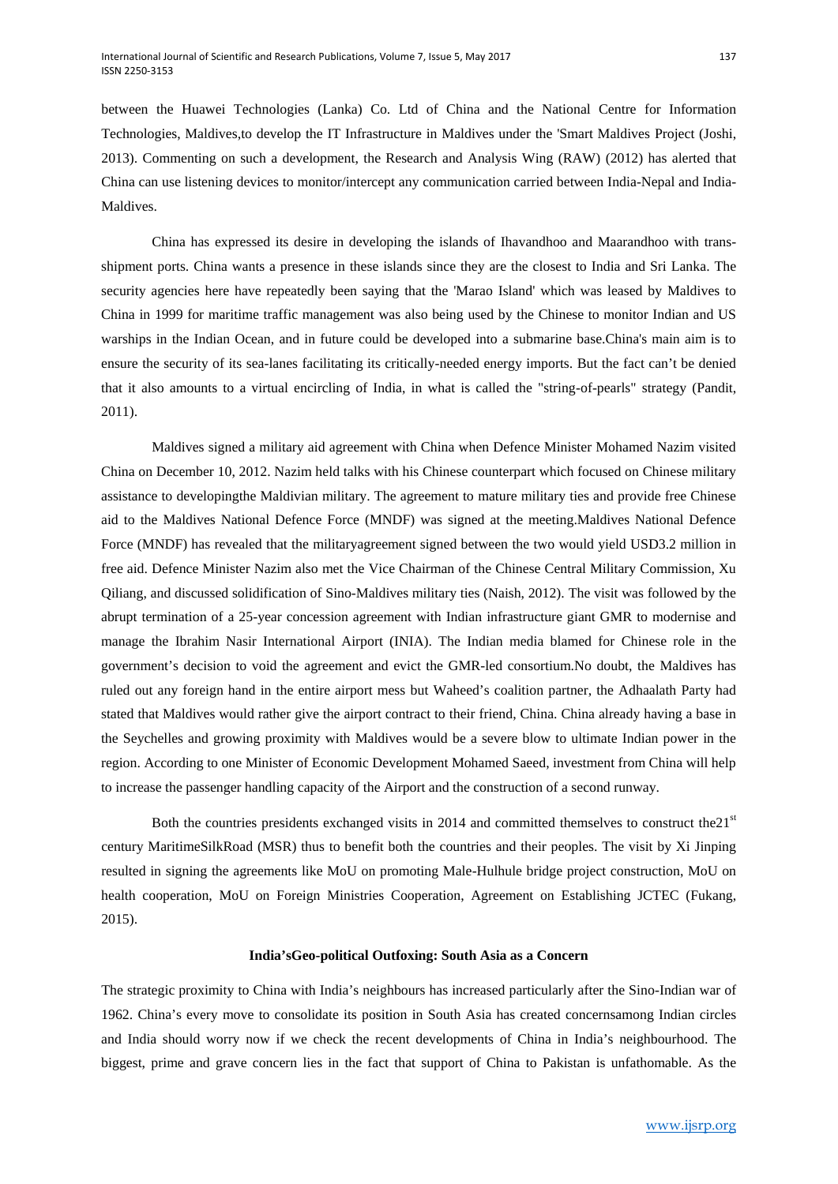between the Huawei Technologies (Lanka) Co. Ltd of China and the National Centre for Information Technologies, Maldives,to develop the IT Infrastructure in Maldives under the 'Smart Maldives Project (Joshi, 2013). Commenting on such a development, the Research and Analysis Wing (RAW) (2012) has alerted that China can use listening devices to monitor/intercept any communication carried between India-Nepal and India-Maldives.

China has expressed its desire in developing the islands of Ihavandhoo and Maarandhoo with trans-shipment ports. China wants a presence in these islands since they are the closest to India and Sri Lanka. The security agencies here have repeatedly been saying that the 'Marao Island' which was leased by Maldives to China in 1999 for maritime traffic management was also being used by the Chinese to monitor Indian and US warships in the Indian Ocean, and in future could be developed into a submarine base.China's main aim is to ensure the security of its sea-lanes facilitating its critically-needed energy imports. But the fact can't be denied that it also amounts to a virtual encircling of India, in what is called the "string-of-pearls" strategy (Pandit, 2011).

Maldives signed a military aid agreement with China when Defence Minister Mohamed Nazim visited China on December 10, 2012. Nazim held talks with his Chinese counterpart which focused on Chinese military assistance to developingthe Maldivian military. The agreement to mature military ties and provide free Chinese aid to the Maldives National Defence Force (MNDF) was signed at the meeting.Maldives National Defence Force (MNDF) has revealed that the militaryagreement signed between the two would yield USD3.2 million in free aid. Defence Minister Nazim also met the Vice Chairman of the Chinese Central Military Commission, Xu Qiliang, and discussed solidification of Sino-Maldives military ties (Naish, 2012). The visit was followed by the abrupt termination of a 25-year concession agreement with Indian infrastructure giant GMR to modernise and manage the Ibrahim Nasir International Airport (INIA). The Indian media blamed for Chinese role in the government's decision to void the agreement and evict the GMR-led consortium.No doubt, the Maldives has ruled out any foreign hand in the entire airport mess but Waheed's coalition partner, the Adhaalath Party had stated that Maldives would rather give the airport contract to their friend, China. China already having a base in the Seychelles and growing proximity with Maldives would be a severe blow to ultimate Indian power in the region. According to one Minister of Economic Development Mohamed Saeed, investment from China will help to increase the passenger handling capacity of the Airport and the construction of a second runway.

Both the countries presidents exchanged visits in 2014 and committed themselves to construct the21st century MaritimeSilkRoad (MSR) thus to benefit both the countries and their peoples. The visit by Xi Jinping resulted in signing the agreements like MoU on promoting Male-Hulhule bridge project construction, MoU on health cooperation, MoU on Foreign Ministries Cooperation, Agreement on Establishing JCTEC (Fukang, 2015).

**India'sGeo-political Outfoxing: South Asia as a Concern**

The strategic proximity to China with India's neighbours has increased particularly after the Sino-Indian war of 1962. China's every move to consolidate its position in South Asia has created concernsamong Indian circles and India should worry now if we check the recent developments of China in India's neighbourhood. The biggest, prime and grave concern lies in the fact that support of China to Pakistan is unfathomable. As the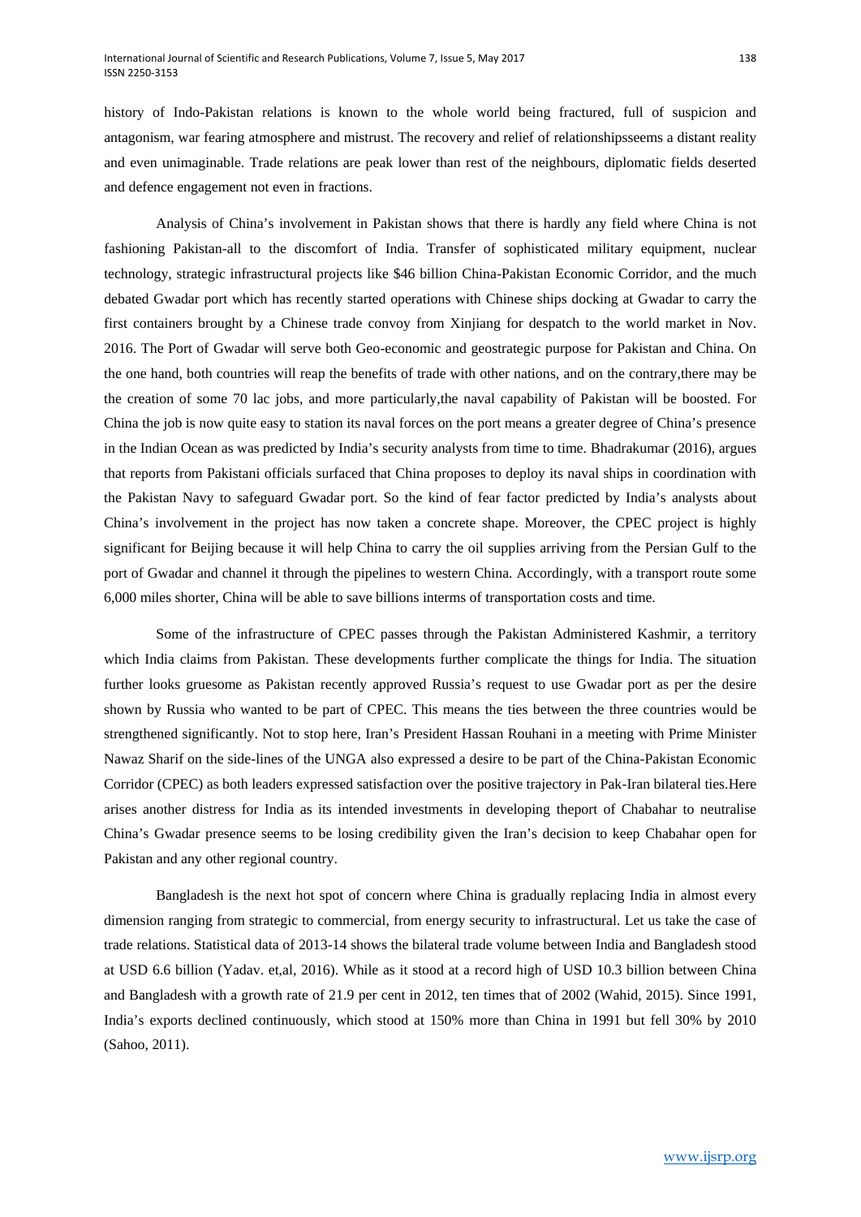history of Indo-Pakistan relations is known to the whole world being fractured, full of suspicion and antagonism, war fearing atmosphere and mistrust. The recovery and relief of relationshipsseems a distant reality and even unimaginable. Trade relations are peak lower than rest of the neighbours, diplomatic fields deserted and defence engagement not even in fractions.

Analysis of China's involvement in Pakistan shows that there is hardly any field where China is not fashioning Pakistan-all to the discomfort of India. Transfer of sophisticated military equipment, nuclear technology, strategic infrastructural projects like $46 billion China-Pakistan Economic Corridor, and the much debated Gwadar port which has recently started operations with Chinese ships docking at Gwadar to carry the first containers brought by a Chinese trade convoy from Xinjiang for despatch to the world market in Nov. 2016. The Port of Gwadar will serve both Geo-economic and geostrategic purpose for Pakistan and China. On the one hand, both countries will reap the benefits of trade with other nations, and on the contrary,there may be the creation of some 70 lac jobs, and more particularly,the naval capability of Pakistan will be boosted. For China the job is now quite easy to station its naval forces on the port means a greater degree of China's presence in the Indian Ocean as was predicted by India's security analysts from time to time. Bhadrakumar (2016), argues that reports from Pakistani officials surfaced that China proposes to deploy its naval ships in coordination with the Pakistan Navy to safeguard Gwadar port. So the kind of fear factor predicted by India's analysts about China's involvement in the project has now taken a concrete shape. Moreover, the CPEC project is highly significant for Beijing because it will help China to carry the oil supplies arriving from the Persian Gulf to the port of Gwadar and channel it through the pipelines to western China. Accordingly, with a transport route some 6,000 miles shorter, China will be able to save billions interms of transportation costs and time.

Some of the infrastructure of CPEC passes through the Pakistan Administered Kashmir, a territory which India claims from Pakistan. These developments further complicate the things for India. The situation further looks gruesome as Pakistan recently approved Russia's request to use Gwadar port as per the desire shown by Russia who wanted to be part of CPEC. This means the ties between the three countries would be strengthened significantly. Not to stop here, Iran's President Hassan Rouhani in a meeting with Prime Minister Nawaz Sharif on the side-lines of the UNGA also expressed a desire to be part of the China-Pakistan Economic Corridor (CPEC) as both leaders expressed satisfaction over the positive trajectory in Pak-Iran bilateral ties.Here arises another distress for India as its intended investments in developing theport of Chabahar to neutralise China's Gwadar presence seems to be losing credibility given the Iran's decision to keep Chabahar open for Pakistan and any other regional country.

Bangladesh is the next hot spot of concern where China is gradually replacing India in almost every dimension ranging from strategic to commercial, from energy security to infrastructural. Let us take the case of trade relations. Statistical data of 2013-14 shows the bilateral trade volume between India and Bangladesh stood at USD 6.6 billion (Yadav. et,al, 2016). While as it stood at a record high of USD 10.3 billion between China and Bangladesh with a growth rate of 21.9 per cent in 2012, ten times that of 2002 (Wahid, 2015). Since 1991, India's exports declined continuously, which stood at 150% more than China in 1991 but fell 30% by 2010 (Sahoo, 2011).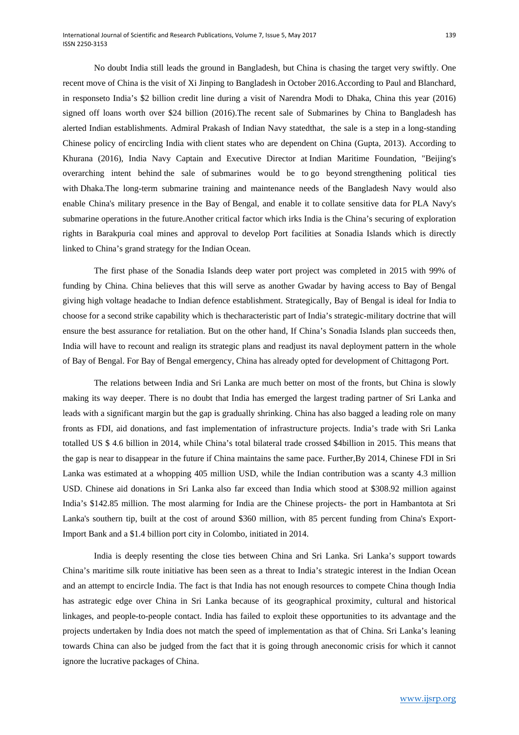No doubt India still leads the ground in Bangladesh, but China is chasing the target very swiftly. One recent move of China is the visit of Xi Jinping to Bangladesh in October 2016.According to Paul and Blanchard, in responseto India's $2 billion credit line during a visit of Narendra Modi to Dhaka, China this year (2016) signed off loans worth over $24 billion (2016).The recent sale of Submarines by China to Bangladesh has alerted Indian establishments. Admiral Prakash of Indian Navy statedthat, the sale is a step in a long-standing Chinese policy of encircling India with client states who are dependent on China (Gupta, 2013). According to Khurana (2016), India Navy Captain and Executive Director at Indian Maritime Foundation, "Beijing's overarching intent behind the sale of submarines would be to go beyond strengthening political ties with Dhaka.The long-term submarine training and maintenance needs of the Bangladesh Navy would also enable China's military presence in the Bay of Bengal, and enable it to collate sensitive data for PLA Navy's submarine operations in the future.Another critical factor which irks India is the China's securing of exploration rights in Barakpuria coal mines and approval to develop Port facilities at Sonadia Islands which is directly linked to China's grand strategy for the Indian Ocean.

The first phase of the Sonadia Islands deep water port project was completed in 2015 with 99% of funding by China. China believes that this will serve as another Gwadar by having access to Bay of Bengal giving high voltage headache to Indian defence establishment. Strategically, Bay of Bengal is ideal for India to choose for a second strike capability which is thecharacteristic part of India's strategic-military doctrine that will ensure the best assurance for retaliation. But on the other hand, If China's Sonadia Islands plan succeeds then, India will have to recount and realign its strategic plans and readjust its naval deployment pattern in the whole of Bay of Bengal. For Bay of Bengal emergency, China has already opted for development of Chittagong Port.

The relations between India and Sri Lanka are much better on most of the fronts, but China is slowly making its way deeper. There is no doubt that India has emerged the largest trading partner of Sri Lanka and leads with a significant margin but the gap is gradually shrinking. China has also bagged a leading role on many fronts as FDI, aid donations, and fast implementation of infrastructure projects. India's trade with Sri Lanka totalled US $ 4.6 billion in 2014, while China's total bilateral trade crossed $4billion in 2015. This means that the gap is near to disappear in the future if China maintains the same pace. Further,By 2014, Chinese FDI in Sri Lanka was estimated at a whopping 405 million USD, while the Indian contribution was a scanty 4.3 million USD. Chinese aid donations in Sri Lanka also far exceed than India which stood at $308.92 million against India's $142.85 million. The most alarming for India are the Chinese projects- the port in Hambantota at Sri Lanka's southern tip, built at the cost of around $360 million, with 85 percent funding from China's Export-Import Bank and a $1.4 billion port city in Colombo, initiated in 2014.

India is deeply resenting the close ties between China and Sri Lanka. Sri Lanka's support towards China's maritime silk route initiative has been seen as a threat to India's strategic interest in the Indian Ocean and an attempt to encircle India. The fact is that India has not enough resources to compete China though India has astrategic edge over China in Sri Lanka because of its geographical proximity, cultural and historical linkages, and people-to-people contact. India has failed to exploit these opportunities to its advantage and the projects undertaken by India does not match the speed of implementation as that of China. Sri Lanka's leaning towards China can also be judged from the fact that it is going through aneconomic crisis for which it cannot ignore the lucrative packages of China.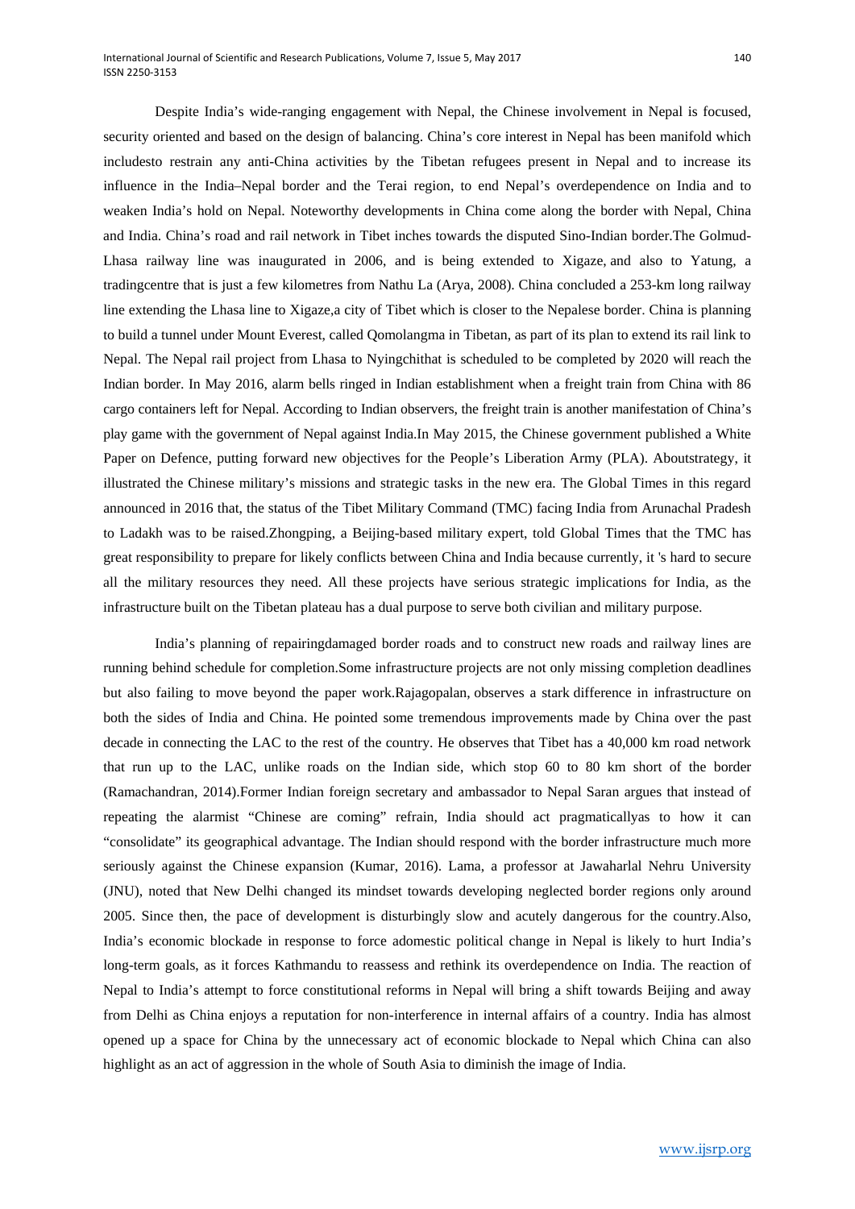Despite India's wide-ranging engagement with Nepal, the Chinese involvement in Nepal is focused, security oriented and based on the design of balancing. China's core interest in Nepal has been manifold which includesto restrain any anti-China activities by the Tibetan refugees present in Nepal and to increase its influence in the India–Nepal border and the Terai region, to end Nepal's overdependence on India and to weaken India's hold on Nepal. Noteworthy developments in China come along the border with Nepal, China and India. China's road and rail network in Tibet inches towards the disputed Sino-Indian border.The Golmud-Lhasa railway line was inaugurated in 2006, and is being extended to Xigaze, and also to Yatung, a tradingcentre that is just a few kilometres from Nathu La (Arya, 2008). China concluded a 253-km long railway line extending the Lhasa line to Xigaze,a city of Tibet which is closer to the Nepalese border. China is planning to build a tunnel under Mount Everest, called Qomolangma in Tibetan, as part of its plan to extend its rail link to Nepal. The Nepal rail project from Lhasa to Nyingchithat is scheduled to be completed by 2020 will reach the Indian border. In May 2016, alarm bells ringed in Indian establishment when a freight train from China with 86 cargo containers left for Nepal. According to Indian observers, the freight train is another manifestation of China's play game with the government of Nepal against India.In May 2015, the Chinese government published a White Paper on Defence, putting forward new objectives for the People's Liberation Army (PLA). Aboutstrategy, it illustrated the Chinese military's missions and strategic tasks in the new era. The Global Times in this regard announced in 2016 that, the status of the Tibet Military Command (TMC) facing India from Arunachal Pradesh to Ladakh was to be raised.Zhongping, a Beijing-based military expert, told Global Times that the TMC has great responsibility to prepare for likely conflicts between China and India because currently, it 's hard to secure all the military resources they need. All these projects have serious strategic implications for India, as the infrastructure built on the Tibetan plateau has a dual purpose to serve both civilian and military purpose.

India's planning of repairingdamaged border roads and to construct new roads and railway lines are running behind schedule for completion.Some infrastructure projects are not only missing completion deadlines but also failing to move beyond the paper work.Rajagopalan, observes a stark difference in infrastructure on both the sides of India and China. He pointed some tremendous improvements made by China over the past decade in connecting the LAC to the rest of the country. He observes that Tibet has a 40,000 km road network that run up to the LAC, unlike roads on the Indian side, which stop 60 to 80 km short of the border (Ramachandran, 2014).Former Indian foreign secretary and ambassador to Nepal Saran argues that instead of repeating the alarmist "Chinese are coming" refrain, India should act pragmaticallyas to how it can "consolidate" its geographical advantage. The Indian should respond with the border infrastructure much more seriously against the Chinese expansion (Kumar, 2016). Lama, a professor at Jawaharlal Nehru University (JNU), noted that New Delhi changed its mindset towards developing neglected border regions only around 2005. Since then, the pace of development is disturbingly slow and acutely dangerous for the country.Also, India's economic blockade in response to force adomestic political change in Nepal is likely to hurt India's long-term goals, as it forces Kathmandu to reassess and rethink its overdependence on India. The reaction of Nepal to India's attempt to force constitutional reforms in Nepal will bring a shift towards Beijing and away from Delhi as China enjoys a reputation for non-interference in internal affairs of a country. India has almost opened up a space for China by the unnecessary act of economic blockade to Nepal which China can also highlight as an act of aggression in the whole of South Asia to diminish the image of India.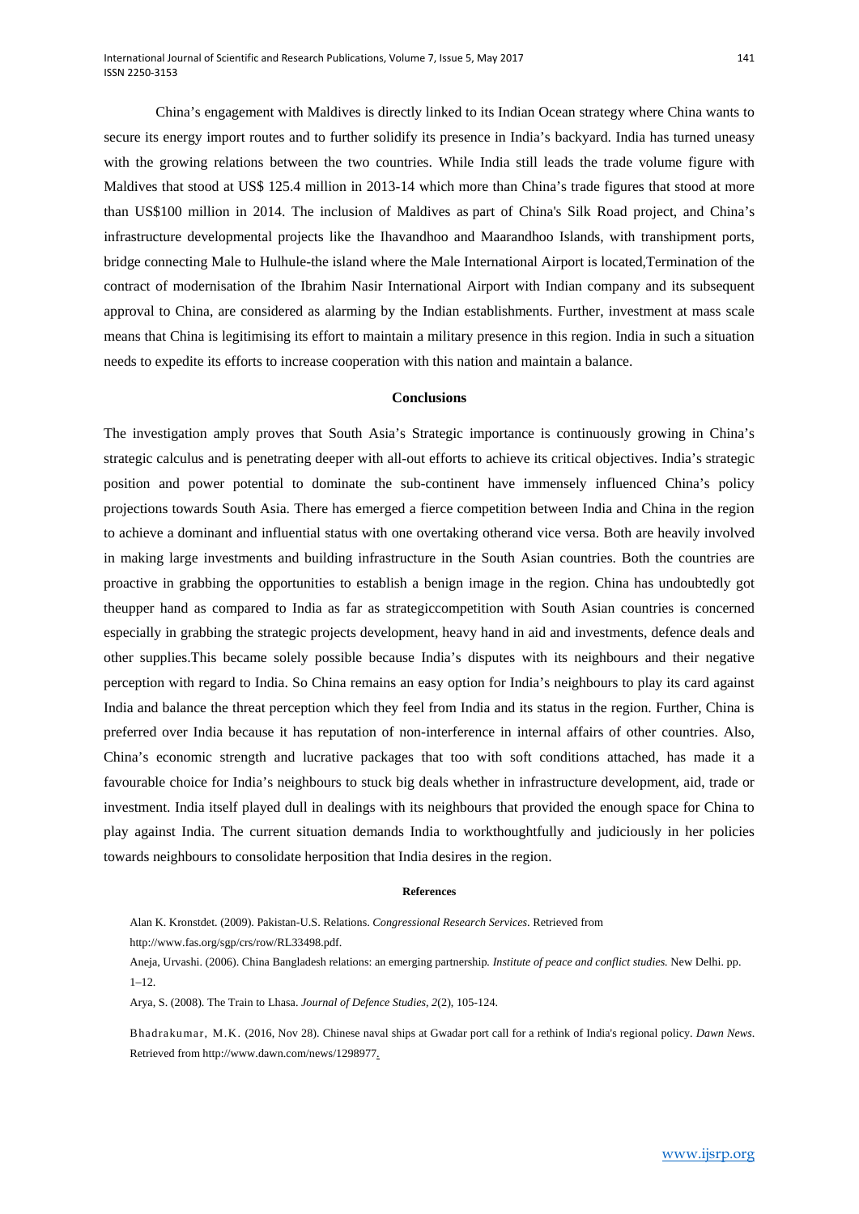China's engagement with Maldives is directly linked to its Indian Ocean strategy where China wants to secure its energy import routes and to further solidify its presence in India's backyard. India has turned uneasy with the growing relations between the two countries. While India still leads the trade volume figure with Maldives that stood at US$ 125.4 million in 2013-14 which more than China's trade figures that stood at more than US$100 million in 2014. The inclusion of Maldives as part of China's Silk Road project, and China's infrastructure developmental projects like the Ihavandhoo and Maarandhoo Islands, with transhipment ports, bridge connecting Male to Hulhule-the island where the Male International Airport is located,Termination of the contract of modernisation of the Ibrahim Nasir International Airport with Indian company and its subsequent approval to China, are considered as alarming by the Indian establishments. Further, investment at mass scale means that China is legitimising its effort to maintain a military presence in this region. India in such a situation needs to expedite its efforts to increase cooperation with this nation and maintain a balance.

## Conclusions

The investigation amply proves that South Asia's Strategic importance is continuously growing in China's strategic calculus and is penetrating deeper with all-out efforts to achieve its critical objectives. India's strategic position and power potential to dominate the sub-continent have immensely influenced China's policy projections towards South Asia. There has emerged a fierce competition between India and China in the region to achieve a dominant and influential status with one overtaking otherand vice versa. Both are heavily involved in making large investments and building infrastructure in the South Asian countries. Both the countries are proactive in grabbing the opportunities to establish a benign image in the region. China has undoubtedly got theupper hand as compared to India as far as strategiccompetition with South Asian countries is concerned especially in grabbing the strategic projects development, heavy hand in aid and investments, defence deals and other supplies.This became solely possible because India's disputes with its neighbours and their negative perception with regard to India. So China remains an easy option for India's neighbours to play its card against India and balance the threat perception which they feel from India and its status in the region. Further, China is preferred over India because it has reputation of non-interference in internal affairs of other countries. Also, China's economic strength and lucrative packages that too with soft conditions attached, has made it a favourable choice for India's neighbours to stuck big deals whether in infrastructure development, aid, trade or investment. India itself played dull in dealings with its neighbours that provided the enough space for China to play against India. The current situation demands India to workthoughtfully and judiciously in her policies towards neighbours to consolidate herposition that India desires in the region.

### References

Alan K. Kronstdet. (2009). Pakistan-U.S. Relations. *Congressional Research Services*. Retrieved from http://www.fas.org/sgp/crs/row/RL33498.pdf.

Aneja, Urvashi. (2006). China Bangladesh relations: an emerging partnership. *Institute of peace and conflict studies.* New Delhi. pp. 1–12.

Arya, S. (2008). The Train to Lhasa. *Journal of Defence Studies, 2*(2), 105-124.

Bhadrakumar, M.K. (2016, Nov 28). Chinese naval ships at Gwadar port call for a rethink of India's regional policy. *Dawn News*. Retrieved from http://www.dawn.com/news/1298977.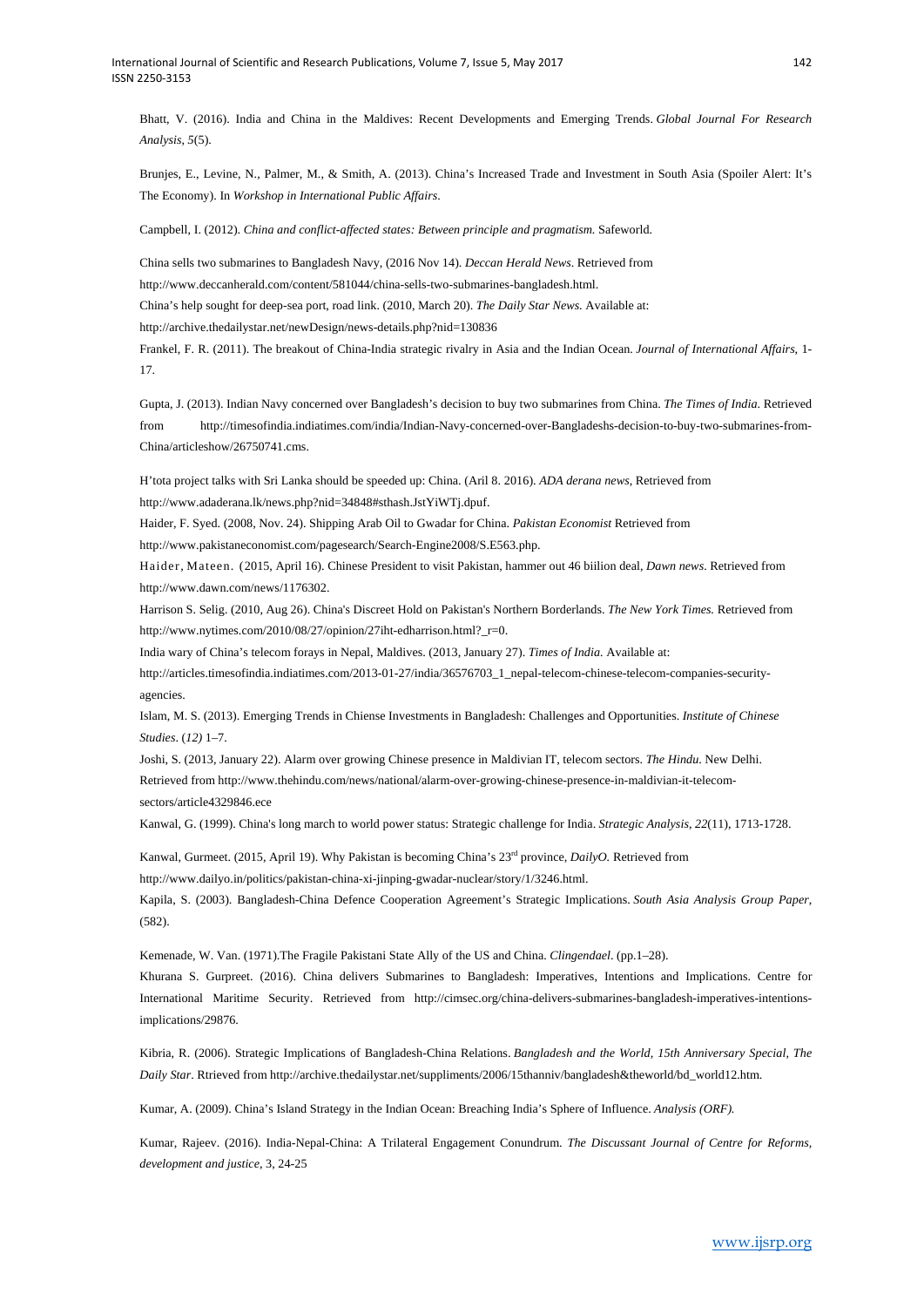Bhatt, V. (2016). India and China in the Maldives: Recent Developments and Emerging Trends. *Global Journal For Research Analysis*, *5*(5).

Brunjes, E., Levine, N., Palmer, M., & Smith, A. (2013). China's Increased Trade and Investment in South Asia (Spoiler Alert: It's The Economy). In *Workshop in International Public Affairs*.

Campbell, I. (2012). *China and conflict-affected states: Between principle and pragmatism.* Safeworld.

China sells two submarines to Bangladesh Navy, (2016 Nov 14). *Deccan Herald News*. Retrieved from http://www.deccanherald.com/content/581044/china-sells-two-submarines-bangladesh.html.

China's help sought for deep-sea port, road link. (2010, March 20). *The Daily Star News.* Available at: http://archive.thedailystar.net/newDesign/news-details.php?nid=130836

Frankel, F. R. (2011). The breakout of China-India strategic rivalry in Asia and the Indian Ocean. *Journal of International Affairs*, 1-17.

Gupta, J. (2013). Indian Navy concerned over Bangladesh's decision to buy two submarines from China. *The Times of India*. Retrieved from http://timesofindia.indiatimes.com/india/Indian-Navy-concerned-over-Bangladeshs-decision-to-buy-two-submarines-from-China/articleshow/26750741.cms.

H'tota project talks with Sri Lanka should be speeded up: China. (Aril 8. 2016). *ADA derana news*, Retrieved from http://www.adaderana.lk/news.php?nid=34848#sthash.JstYiWTj.dpuf.

Haider, F. Syed. (2008, Nov. 24). Shipping Arab Oil to Gwadar for China. *Pakistan Economist* Retrieved from http://www.pakistaneconomist.com/pagesearch/Search-Engine2008/S.E563.php.

Haider, Mateen. (2015, April 16). Chinese President to visit Pakistan, hammer out 46 biilion deal, *Dawn news*. Retrieved from http://www.dawn.com/news/1176302.

Harrison S. Selig. (2010, Aug 26). China's Discreet Hold on Pakistan's Northern Borderlands. *The New York Times.* Retrieved from http://www.nytimes.com/2010/08/27/opinion/27iht-edharrison.html?_r=0.

India wary of China's telecom forays in Nepal, Maldives. (2013, January 27). *Times of India.* Available at: http://articles.timesofindia.indiatimes.com/2013-01-27/india/36576703_1_nepal-telecom-chinese-telecom-companies-security-agencies.

Islam, M. S. (2013). Emerging Trends in Chiense Investments in Bangladesh: Challenges and Opportunities. *Institute of Chinese Studies*. (*12)* 1–7.

Joshi, S. (2013, January 22). Alarm over growing Chinese presence in Maldivian IT, telecom sectors. *The Hindu*. New Delhi. Retrieved from http://www.thehindu.com/news/national/alarm-over-growing-chinese-presence-in-maldivian-it-telecom-sectors/article4329846.ece

Kanwal, G. (1999). China's long march to world power status: Strategic challenge for India. *Strategic Analysis*, *22*(11), 1713-1728.

Kanwal, Gurmeet. (2015, April 19). Why Pakistan is becoming China's 23rd province, *DailyO*. Retrieved from http://www.dailyo.in/politics/pakistan-china-xi-jinping-gwadar-nuclear/story/1/3246.html.

Kapila, S. (2003). Bangladesh-China Defence Cooperation Agreement's Strategic Implications. *South Asia Analysis Group Paper*, (582).

Kemenade, W. Van. (1971).The Fragile Pakistani State Ally of the US and China. *Clingendael*. (pp.1–28).

Khurana S. Gurpreet. (2016). China delivers Submarines to Bangladesh: Imperatives, Intentions and Implications. Centre for International Maritime Security. Retrieved from http://cimsec.org/china-delivers-submarines-bangladesh-imperatives-intentions-implications/29876.

Kibria, R. (2006). Strategic Implications of Bangladesh-China Relations. *Bangladesh and the World, 15th Anniversary Special, The Daily Star*. Rtrieved from http://archive.thedailystar.net/suppliments/2006/15thanniv/bangladesh&theworld/bd_world12.htm.

Kumar, A. (2009). China's Island Strategy in the Indian Ocean: Breaching India's Sphere of Influence. *Analysis (ORF).*

Kumar, Rajeev. (2016). India-Nepal-China: A Trilateral Engagement Conundrum. *The Discussant Journal of Centre for Reforms, development and justice*, 3, 24-25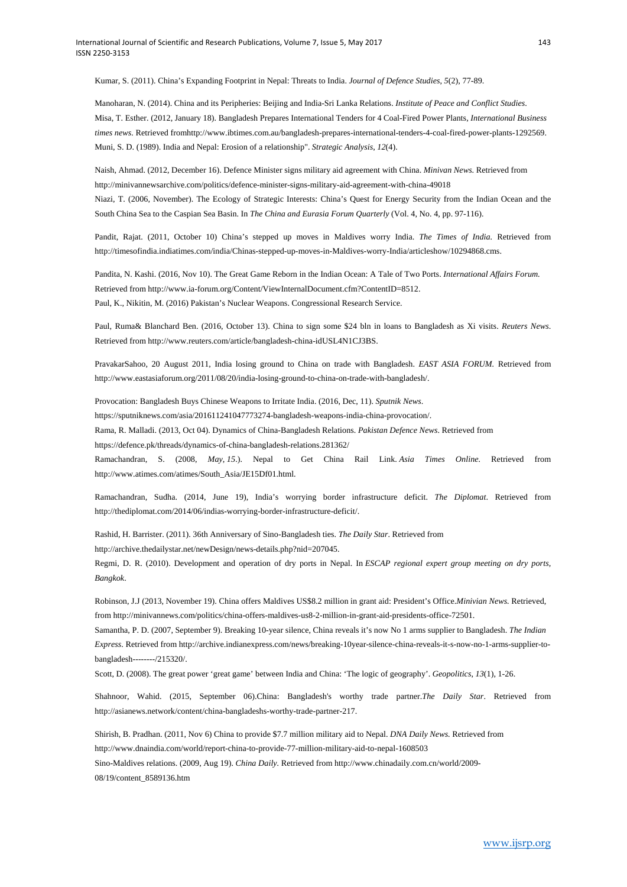Kumar, S. (2011). China's Expanding Footprint in Nepal: Threats to India. *Journal of Defence Studies*, *5*(2), 77-89.

Manoharan, N. (2014). China and its Peripheries: Beijing and India-Sri Lanka Relations. *Institute of Peace and Conflict Studies*.

Misa, T. Esther. (2012, January 18). Bangladesh Prepares International Tenders for 4 Coal-Fired Power Plants, *International Business times news*. Retrieved fromhttp://www.ibtimes.com.au/bangladesh-prepares-international-tenders-4-coal-fired-power-plants-1292569.

Muni, S. D. (1989). India and Nepal: Erosion of a relationship". *Strategic Analysis*, *12*(4).

Naish, Ahmad. (2012, December 16). Defence Minister signs military aid agreement with China. *Minivan News*. Retrieved from http://minivannewsarchive.com/politics/defence-minister-signs-military-aid-agreement-with-china-49018

Niazi, T. (2006, November). The Ecology of Strategic Interests: China's Quest for Energy Security from the Indian Ocean and the South China Sea to the Caspian Sea Basin. In *The China and Eurasia Forum Quarterly* (Vol. 4, No. 4, pp. 97-116).

Pandit, Rajat. (2011, October 10) China's stepped up moves in Maldives worry India. *The Times of India*. Retrieved from http://timesofindia.indiatimes.com/india/Chinas-stepped-up-moves-in-Maldives-worry-India/articleshow/10294868.cms.

Pandita, N. Kashi. (2016, Nov 10). The Great Game Reborn in the Indian Ocean: A Tale of Two Ports. *International Affairs Forum.* Retrieved from http://www.ia-forum.org/Content/ViewInternalDocument.cfm?ContentID=8512.

Paul, K., Nikitin, M. (2016) Pakistan's Nuclear Weapons. Congressional Research Service.

Paul, Ruma& Blanchard Ben. (2016, October 13). China to sign some $24 bln in loans to Bangladesh as Xi visits. *Reuters News*. Retrieved from http://www.reuters.com/article/bangladesh-china-idUSL4N1CJ3BS.

PravakarSahoo, 20 August 2011, India losing ground to China on trade with Bangladesh. *EAST ASIA FORUM*. Retrieved from http://www.eastasiaforum.org/2011/08/20/india-losing-ground-to-china-on-trade-with-bangladesh/.

Provocation: Bangladesh Buys Chinese Weapons to Irritate India. (2016, Dec, 11). *Sputnik News*. https://sputniknews.com/asia/201611241047773274-bangladesh-weapons-india-china-provocation/.

Rama, R. Malladi. (2013, Oct 04). Dynamics of China-Bangladesh Relations. *Pakistan Defence News*. Retrieved from https://defence.pk/threads/dynamics-of-china-bangladesh-relations.281362/

Ramachandran, S. (2008, *May, 15*.). Nepal to Get China Rail Link. *Asia Times Online*. Retrieved from http://www.atimes.com/atimes/South_Asia/JE15Df01.html.

Ramachandran, Sudha. (2014, June 19), India's worrying border infrastructure deficit. *The Diplomat*. Retrieved from http://thediplomat.com/2014/06/indias-worrying-border-infrastructure-deficit/.

Rashid, H. Barrister. (2011). 36th Anniversary of Sino-Bangladesh ties. *The Daily Star*. Retrieved from http://archive.thedailystar.net/newDesign/news-details.php?nid=207045.

Regmi, D. R. (2010). Development and operation of dry ports in Nepal. In *ESCAP regional expert group meeting on dry ports, Bangkok*.

Robinson, J.J (2013, November 19). China offers Maldives US$8.2 million in grant aid: President's Office.*Minivian News.* Retrieved, from http://minivannews.com/politics/china-offers-maldives-us8-2-million-in-grant-aid-presidents-office-72501.

Samantha, P. D. (2007, September 9). Breaking 10-year silence, China reveals it's now No 1 arms supplier to Bangladesh. *The Indian Express*. Retrieved from http://archive.indianexpress.com/news/breaking-10year-silence-china-reveals-it-s-now-no-1-arms-supplier-to-bangladesh--------/215320/.

Scott, D. (2008). The great power 'great game' between India and China: 'The logic of geography'. *Geopolitics*, *13*(1), 1-26.

Shahnoor, Wahid. (2015, September 06).China: Bangladesh's worthy trade partner.*The Daily Star*. Retrieved from http://asianews.network/content/china-bangladeshs-worthy-trade-partner-217.

Shirish, B. Pradhan. (2011, Nov 6) China to provide $7.7 million military aid to Nepal. *DNA Daily News.* Retrieved from http://www.dnaindia.com/world/report-china-to-provide-77-million-military-aid-to-nepal-1608503

Sino-Maldives relations. (2009, Aug 19). *China Daily*. Retrieved from http://www.chinadaily.com.cn/world/2009-08/19/content_8589136.htm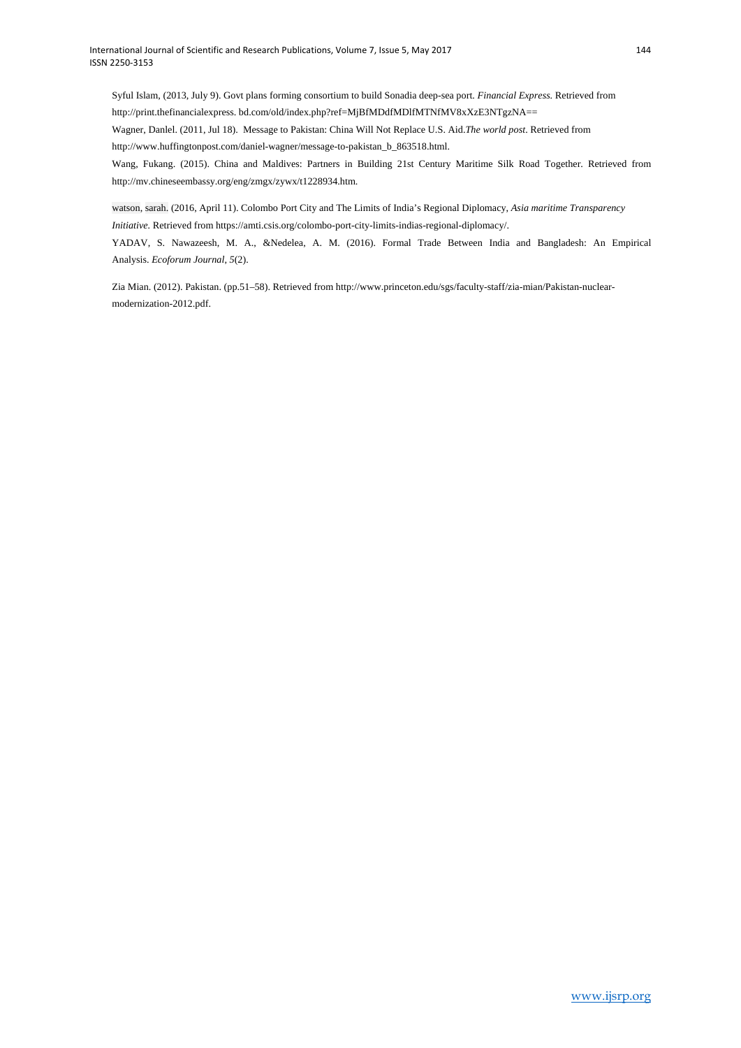Syful Islam, (2013, July 9). Govt plans forming consortium to build Sonadia deep-sea port. *Financial Express.* Retrieved from http://print.thefinancialexpress. bd.com/old/index.php?ref=MjBfMDdfMDlfMTNfMV8xXzE3NTgzNA==

Wagner, Danlel. (2011, Jul 18). Message to Pakistan: China Will Not Replace U.S. Aid.*The world post*. Retrieved from http://www.huffingtonpost.com/daniel-wagner/message-to-pakistan_b_863518.html.

Wang, Fukang. (2015). China and Maldives: Partners in Building 21st Century Maritime Silk Road Together. Retrieved from http://mv.chineseembassy.org/eng/zmgx/zywx/t1228934.htm.

watson, sarah. (2016, April 11). Colombo Port City and The Limits of India's Regional Diplomacy, *Asia maritime Transparency Initiative.* Retrieved from https://amti.csis.org/colombo-port-city-limits-indias-regional-diplomacy/.

YADAV, S. Nawazeesh, M. A., &Nedelea, A. M. (2016). Formal Trade Between India and Bangladesh: An Empirical Analysis. *Ecoforum Journal, 5*(2).

Zia Mian. (2012). Pakistan. (pp.51–58). Retrieved from http://www.princeton.edu/sgs/faculty-staff/zia-mian/Pakistan-nuclear-modernization-2012.pdf.